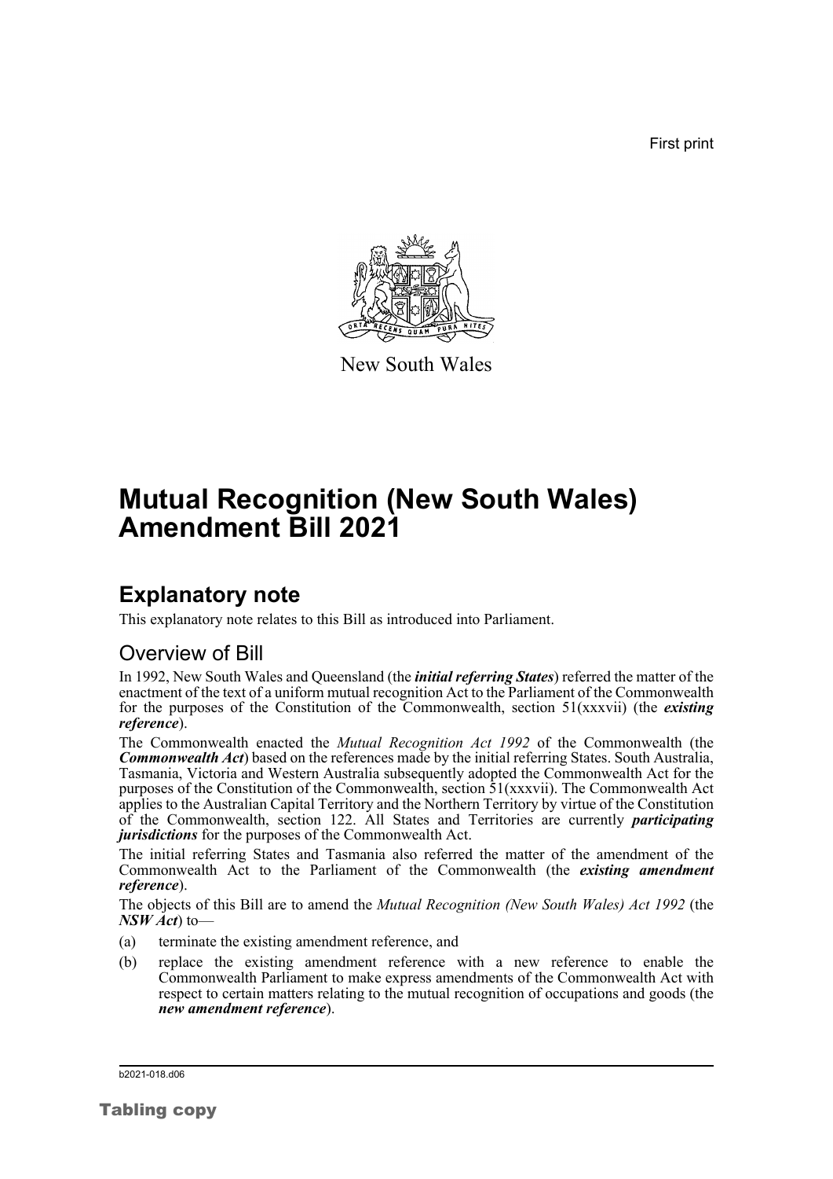First print

New South Wales

# Mutual Recognition (New South Wales) Amendment Bill 2021

## Explanatory note

This explanatory note relates to this Bill as introduced into Parliament.

### Overview of Bill

In 1992, New South Wales and Queensland (the ***initial referring States***) referred the matter of the enactment of the text of a uniform mutual recognition Act to the Parliament of the Commonwealth for the purposes of the Constitution of the Commonwealth, section 51(xxxvii) (the ***existing reference***).

The Commonwealth enacted the *Mutual Recognition Act 1992* of the Commonwealth (the ***Commonwealth Act***) based on the references made by the initial referring States. South Australia, Tasmania, Victoria and Western Australia subsequently adopted the Commonwealth Act for the purposes of the Constitution of the Commonwealth, section 51(xxxvii). The Commonwealth Act applies to the Australian Capital Territory and the Northern Territory by virtue of the Constitution of the Commonwealth, section 122. All States and Territories are currently ***participating jurisdictions*** for the purposes of the Commonwealth Act.

The initial referring States and Tasmania also referred the matter of the amendment of the Commonwealth Act to the Parliament of the Commonwealth (the ***existing amendment reference***).

The objects of this Bill are to amend the *Mutual Recognition (New South Wales) Act 1992* (the ***NSW Act***) to—

(a) terminate the existing amendment reference, and

(b) replace the existing amendment reference with a new reference to enable the Commonwealth Parliament to make express amendments of the Commonwealth Act with respect to certain matters relating to the mutual recognition of occupations and goods (the ***new amendment reference***).

b2021-018.d06

Tabling copy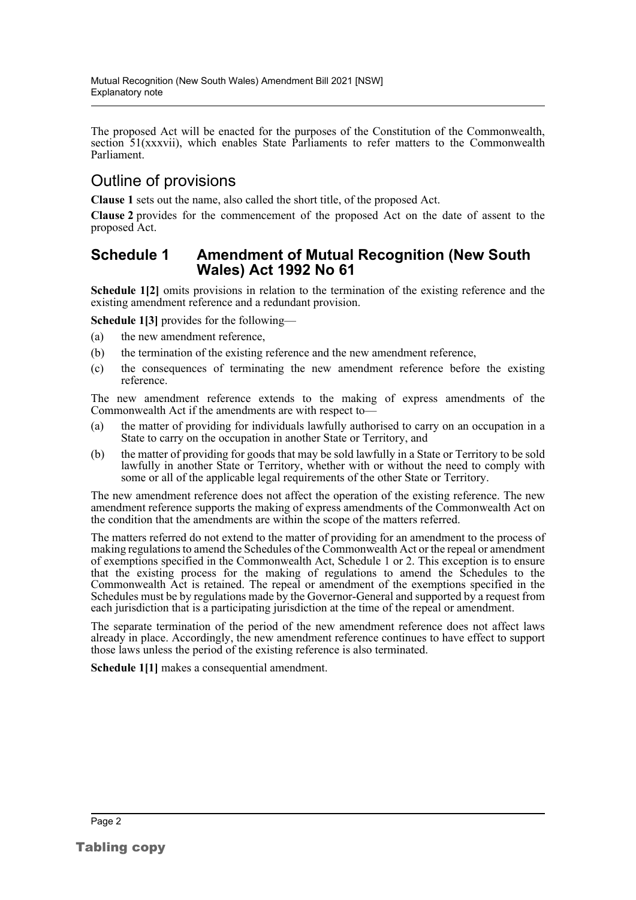The proposed Act will be enacted for the purposes of the Constitution of the Commonwealth, section 51(xxxvii), which enables State Parliaments to refer matters to the Commonwealth Parliament.

## Outline of provisions

**Clause 1** sets out the name, also called the short title, of the proposed Act.

**Clause 2** provides for the commencement of the proposed Act on the date of assent to the proposed Act.

### Schedule 1 Amendment of Mutual Recognition (New South Wales) Act 1992 No 61

**Schedule 1[2]** omits provisions in relation to the termination of the existing reference and the existing amendment reference and a redundant provision.

**Schedule 1[3]** provides for the following—

- (a) the new amendment reference,
- (b) the termination of the existing reference and the new amendment reference,
- (c) the consequences of terminating the new amendment reference before the existing reference.

The new amendment reference extends to the making of express amendments of the Commonwealth Act if the amendments are with respect to—

- (a) the matter of providing for individuals lawfully authorised to carry on an occupation in a State to carry on the occupation in another State or Territory, and
- (b) the matter of providing for goods that may be sold lawfully in a State or Territory to be sold lawfully in another State or Territory, whether with or without the need to comply with some or all of the applicable legal requirements of the other State or Territory.

The new amendment reference does not affect the operation of the existing reference. The new amendment reference supports the making of express amendments of the Commonwealth Act on the condition that the amendments are within the scope of the matters referred.

The matters referred do not extend to the matter of providing for an amendment to the process of making regulations to amend the Schedules of the Commonwealth Act or the repeal or amendment of exemptions specified in the Commonwealth Act, Schedule 1 or 2. This exception is to ensure that the existing process for the making of regulations to amend the Schedules to the Commonwealth Act is retained. The repeal or amendment of the exemptions specified in the Schedules must be by regulations made by the Governor-General and supported by a request from each jurisdiction that is a participating jurisdiction at the time of the repeal or amendment.

The separate termination of the period of the new amendment reference does not affect laws already in place. Accordingly, the new amendment reference continues to have effect to support those laws unless the period of the existing reference is also terminated.

**Schedule 1[1]** makes a consequential amendment.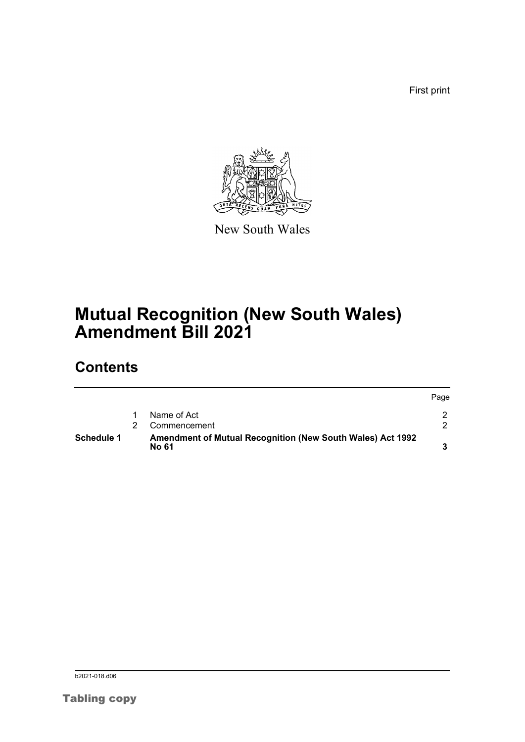First print

New South Wales

# Mutual Recognition (New South Wales) Amendment Bill 2021

## Contents

| | | | Page |
|---|---|---|---|
| | 1 | Name of Act | 2 |
| | 2 | Commencement | 2 |
| **Schedule 1** | | **Amendment of Mutual Recognition (New South Wales) Act 1992 No 61** | **3** |

b2021-018.d06

Tabling copy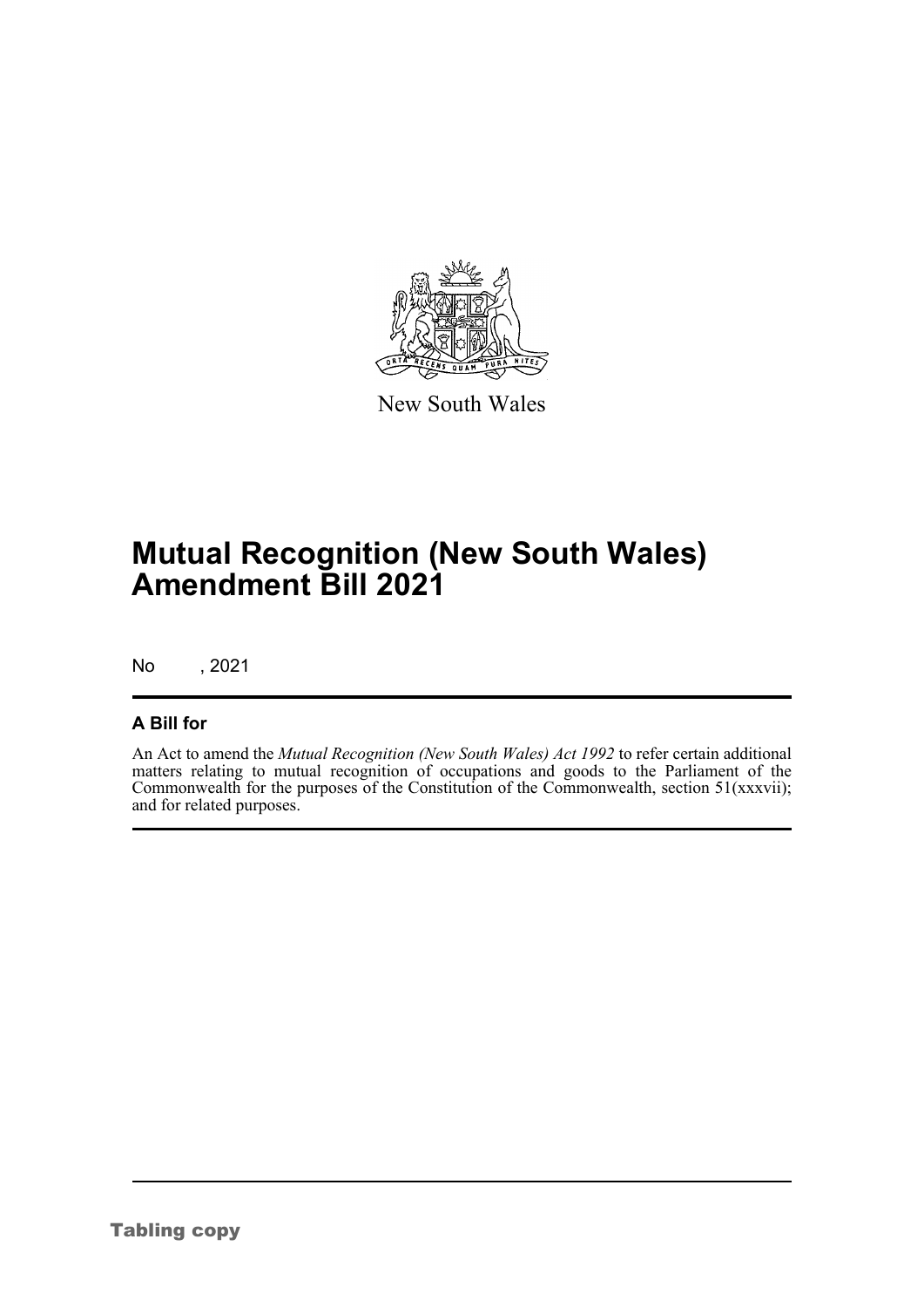New South Wales

# Mutual Recognition (New South Wales) Amendment Bill 2021

No , 2021

## A Bill for

An Act to amend the *Mutual Recognition (New South Wales) Act 1992* to refer certain additional matters relating to mutual recognition of occupations and goods to the Parliament of the Commonwealth for the purposes of the Constitution of the Commonwealth, section 51(xxxvii); and for related purposes.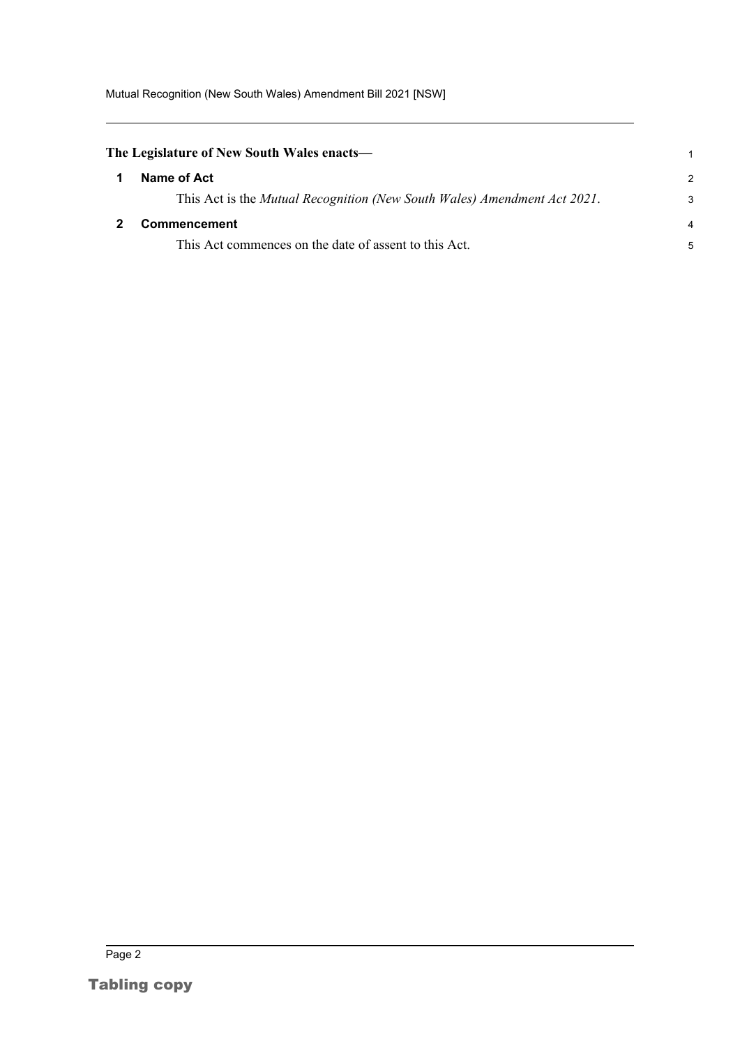**The Legislature of New South Wales enacts—**

## 1 Name of Act

This Act is the *Mutual Recognition (New South Wales) Amendment Act 2021*.

## 2 Commencement

This Act commences on the date of assent to this Act.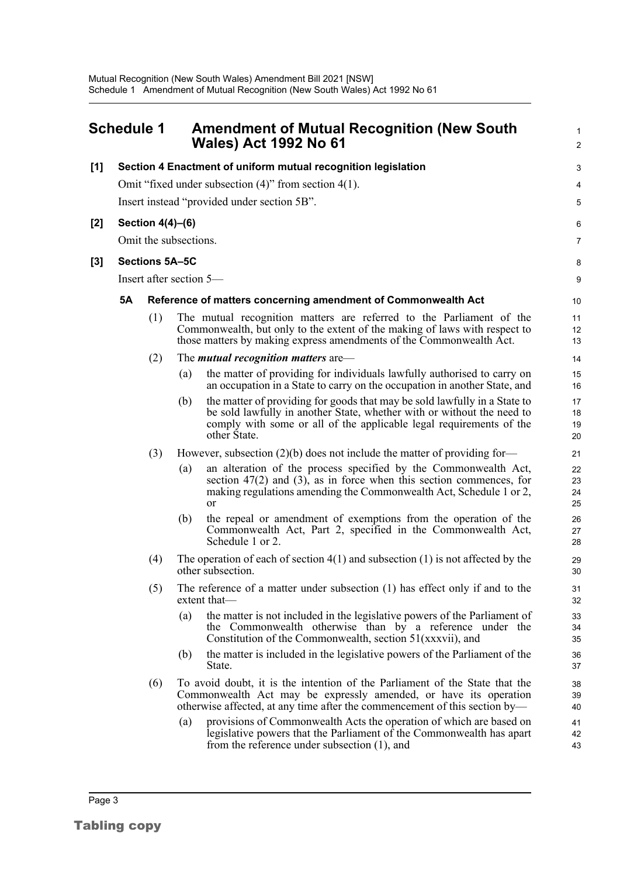# Schedule 1 Amendment of Mutual Recognition (New South Wales) Act 1992 No 61

**[1] Section 4 Enactment of uniform mutual recognition legislation**

Omit "fixed under subsection (4)" from section 4(1).

Insert instead "provided under section 5B".

**[2] Section 4(4)–(6)**

Omit the subsections.

**[3] Sections 5A–5C**

Insert after section 5—

**5A Reference of matters concerning amendment of Commonwealth Act**

(1) The mutual recognition matters are referred to the Parliament of the Commonwealth, but only to the extent of the making of laws with respect to those matters by making express amendments of the Commonwealth Act.

(2) The ***mutual recognition matters*** are—

(a) the matter of providing for individuals lawfully authorised to carry on an occupation in a State to carry on the occupation in another State, and

(b) the matter of providing for goods that may be sold lawfully in a State to be sold lawfully in another State, whether with or without the need to comply with some or all of the applicable legal requirements of the other State.

(3) However, subsection (2)(b) does not include the matter of providing for—

(a) an alteration of the process specified by the Commonwealth Act, section 47(2) and (3), as in force when this section commences, for making regulations amending the Commonwealth Act, Schedule 1 or 2, or

(b) the repeal or amendment of exemptions from the operation of the Commonwealth Act, Part 2, specified in the Commonwealth Act, Schedule 1 or 2.

(4) The operation of each of section 4(1) and subsection (1) is not affected by the other subsection.

(5) The reference of a matter under subsection (1) has effect only if and to the extent that—

(a) the matter is not included in the legislative powers of the Parliament of the Commonwealth otherwise than by a reference under the Constitution of the Commonwealth, section 51(xxxvii), and

(b) the matter is included in the legislative powers of the Parliament of the State.

(6) To avoid doubt, it is the intention of the Parliament of the State that the Commonwealth Act may be expressly amended, or have its operation otherwise affected, at any time after the commencement of this section by—

(a) provisions of Commonwealth Acts the operation of which are based on legislative powers that the Parliament of the Commonwealth has apart from the reference under subsection (1), and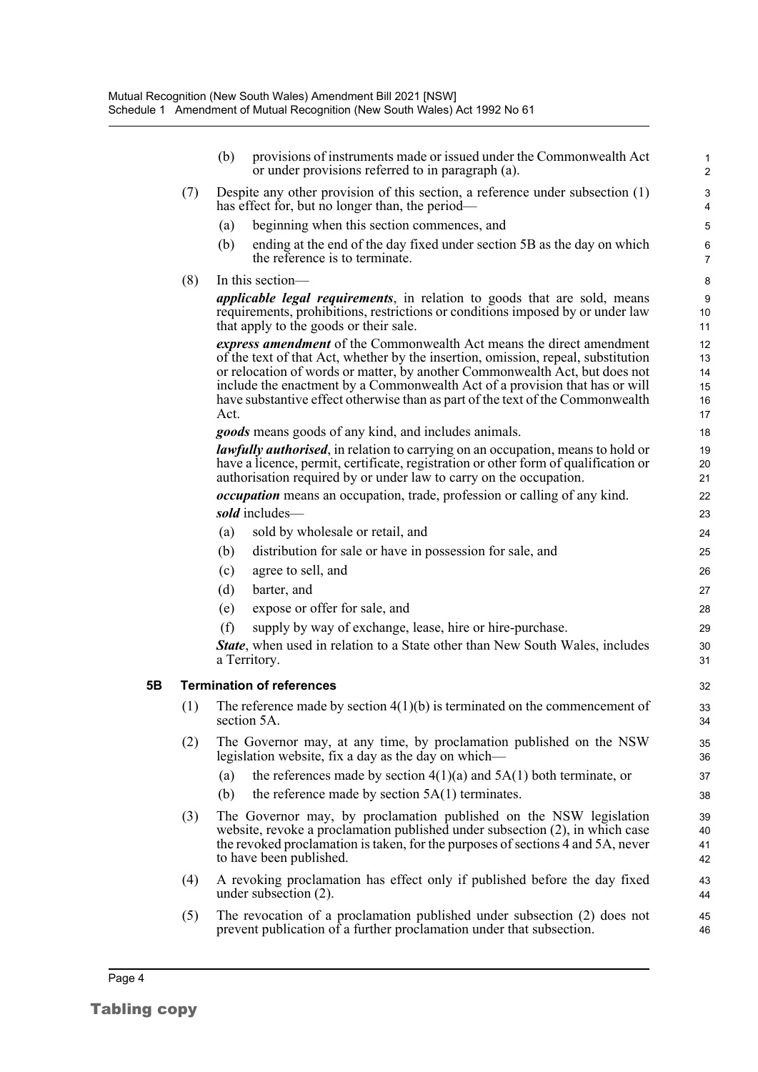(b) provisions of instruments made or issued under the Commonwealth Act or under provisions referred to in paragraph (a).

(7) Despite any other provision of this section, a reference under subsection (1) has effect for, but no longer than, the period—

(a) beginning when this section commences, and

(b) ending at the end of the day fixed under section 5B as the day on which the reference is to terminate.

(8) In this section—

***applicable legal requirements***, in relation to goods that are sold, means requirements, prohibitions, restrictions or conditions imposed by or under law that apply to the goods or their sale.

***express amendment*** of the Commonwealth Act means the direct amendment of the text of that Act, whether by the insertion, omission, repeal, substitution or relocation of words or matter, by another Commonwealth Act, but does not include the enactment by a Commonwealth Act of a provision that has or will have substantive effect otherwise than as part of the text of the Commonwealth Act.

***goods*** means goods of any kind, and includes animals.

***lawfully authorised***, in relation to carrying on an occupation, means to hold or have a licence, permit, certificate, registration or other form of qualification or authorisation required by or under law to carry on the occupation.

***occupation*** means an occupation, trade, profession or calling of any kind.

***sold*** includes—

(a) sold by wholesale or retail, and

(b) distribution for sale or have in possession for sale, and

(c) agree to sell, and

(d) barter, and

(e) expose or offer for sale, and

(f) supply by way of exchange, lease, hire or hire-purchase.

***State***, when used in relation to a State other than New South Wales, includes a Territory.

**5B Termination of references**

(1) The reference made by section 4(1)(b) is terminated on the commencement of section 5A.

(2) The Governor may, at any time, by proclamation published on the NSW legislation website, fix a day as the day on which—

(a) the references made by section 4(1)(a) and 5A(1) both terminate, or

(b) the reference made by section 5A(1) terminates.

(3) The Governor may, by proclamation published on the NSW legislation website, revoke a proclamation published under subsection (2), in which case the revoked proclamation is taken, for the purposes of sections 4 and 5A, never to have been published.

(4) A revoking proclamation has effect only if published before the day fixed under subsection (2).

(5) The revocation of a proclamation published under subsection (2) does not prevent publication of a further proclamation under that subsection.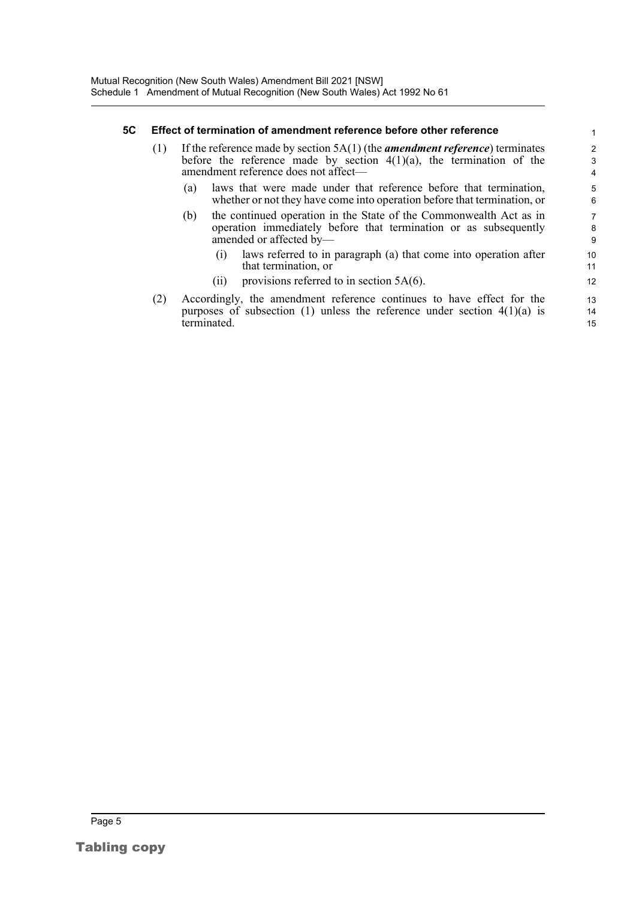#### 5C Effect of termination of amendment reference before other reference

(1) If the reference made by section 5A(1) (the ***amendment reference***) terminates before the reference made by section 4(1)(a), the termination of the amendment reference does not affect—

(a) laws that were made under that reference before that termination, whether or not they have come into operation before that termination, or

(b) the continued operation in the State of the Commonwealth Act as in operation immediately before that termination or as subsequently amended or affected by—

(i) laws referred to in paragraph (a) that come into operation after that termination, or

(ii) provisions referred to in section 5A(6).

(2) Accordingly, the amendment reference continues to have effect for the purposes of subsection (1) unless the reference under section 4(1)(a) is terminated.